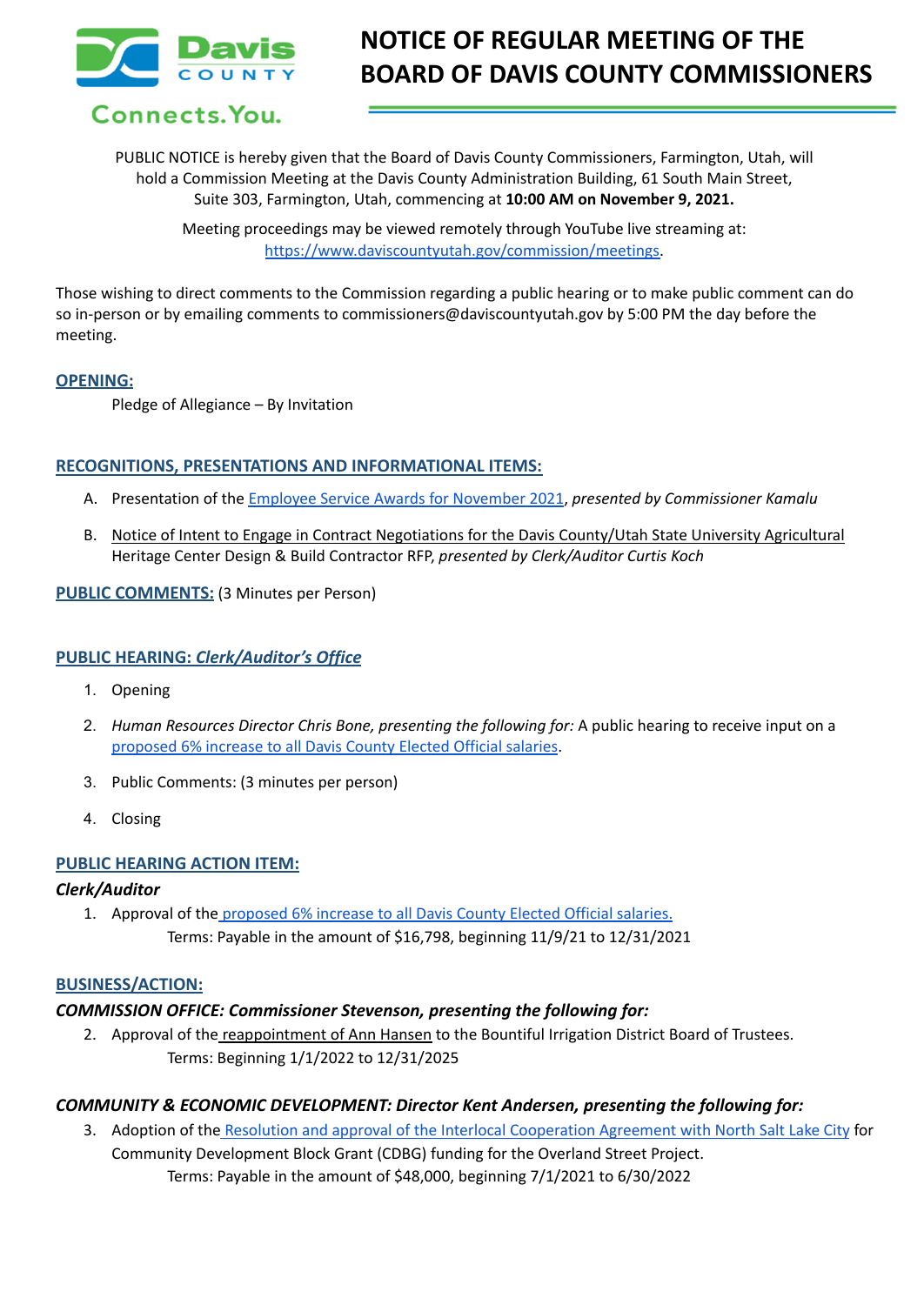# NOTICE OF REGULAR MEETING OF THE BOARD OF DAVIS COUNTY COMMISSIONERS

Davis COUNTY

Connects.You.

PUBLIC NOTICE is hereby given that the Board of Davis County Commissioners, Farmington, Utah, will hold a Commission Meeting at the Davis County Administration Building, 61 South Main Street, Suite 303, Farmington, Utah, commencing at **10:00 AM on November 9, 2021.**

Meeting proceedings may be viewed remotely through YouTube live streaming at: https://www.daviscountyutah.gov/commission/meetings.

Those wishing to direct comments to the Commission regarding a public hearing or to make public comment can do so in-person or by emailing comments to commissioners@daviscountyutah.gov by 5:00 PM the day before the meeting.

## OPENING:

Pledge of Allegiance – By Invitation

## RECOGNITIONS, PRESENTATIONS AND INFORMATIONAL ITEMS:

A. Presentation of the Employee Service Awards for November 2021, *presented by Commissioner Kamalu*

B. Notice of Intent to Engage in Contract Negotiations for the Davis County/Utah State University Agricultural Heritage Center Design & Build Contractor RFP, *presented by Clerk/Auditor Curtis Koch*

## PUBLIC COMMENTS: (3 Minutes per Person)

## PUBLIC HEARING: *Clerk/Auditor's Office*

1. Opening
2. *Human Resources Director Chris Bone, presenting the following for:* A public hearing to receive input on a proposed 6% increase to all Davis County Elected Official salaries.
3. Public Comments: (3 minutes per person)
4. Closing

## PUBLIC HEARING ACTION ITEM:

### *Clerk/Auditor*

1. Approval of the proposed 6% increase to all Davis County Elected Official salaries.
   Terms: Payable in the amount of $16,798, beginning 11/9/21 to 12/31/2021

## BUSINESS/ACTION:

### *COMMISSION OFFICE: Commissioner Stevenson, presenting the following for:*

2. Approval of the reappointment of Ann Hansen to the Bountiful Irrigation District Board of Trustees.
   Terms: Beginning 1/1/2022 to 12/31/2025

### *COMMUNITY & ECONOMIC DEVELOPMENT: Director Kent Andersen, presenting the following for:*

3. Adoption of the Resolution and approval of the Interlocal Cooperation Agreement with North Salt Lake City for Community Development Block Grant (CDBG) funding for the Overland Street Project.
   Terms: Payable in the amount of $48,000, beginning 7/1/2021 to 6/30/2022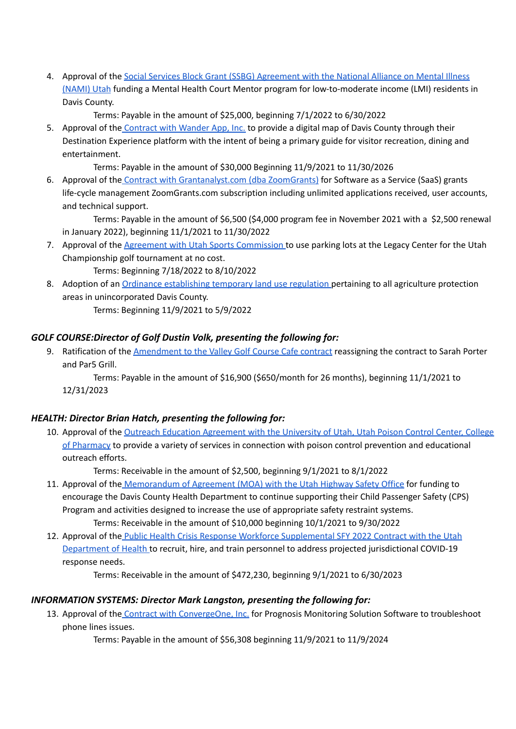4. Approval of the Social Services Block Grant (SSBG) Agreement with the National Alliance on Mental Illness (NAMI) Utah funding a Mental Health Court Mentor program for low-to-moderate income (LMI) residents in Davis County.

   Terms: Payable in the amount of $25,000, beginning 7/1/2022 to 6/30/2022

5. Approval of the Contract with Wander App, Inc. to provide a digital map of Davis County through their Destination Experience platform with the intent of being a primary guide for visitor recreation, dining and entertainment.

   Terms: Payable in the amount of $30,000 Beginning 11/9/2021 to 11/30/2026

6. Approval of the Contract with Grantanalyst.com (dba ZoomGrants) for Software as a Service (SaaS) grants life-cycle management ZoomGrants.com subscription including unlimited applications received, user accounts, and technical support.

   Terms: Payable in the amount of $6,500 ($4,000 program fee in November 2021 with a $2,500 renewal in January 2022), beginning 11/1/2021 to 11/30/2022

7. Approval of the Agreement with Utah Sports Commission to use parking lots at the Legacy Center for the Utah Championship golf tournament at no cost.

   Terms: Beginning 7/18/2022 to 8/10/2022

8. Adoption of an Ordinance establishing temporary land use regulation pertaining to all agriculture protection areas in unincorporated Davis County.

   Terms: Beginning 11/9/2021 to 5/9/2022

### *GOLF COURSE:Director of Golf Dustin Volk, presenting the following for:*

9. Ratification of the Amendment to the Valley Golf Course Cafe contract reassigning the contract to Sarah Porter and Par5 Grill.

   Terms: Payable in the amount of $16,900 ($650/month for 26 months), beginning 11/1/2021 to 12/31/2023

### *HEALTH: Director Brian Hatch, presenting the following for:*

10. Approval of the Outreach Education Agreement with the University of Utah, Utah Poison Control Center, College of Pharmacy to provide a variety of services in connection with poison control prevention and educational outreach efforts.

    Terms: Receivable in the amount of $2,500, beginning 9/1/2021 to 8/1/2022

11. Approval of the Memorandum of Agreement (MOA) with the Utah Highway Safety Office for funding to encourage the Davis County Health Department to continue supporting their Child Passenger Safety (CPS) Program and activities designed to increase the use of appropriate safety restraint systems.

    Terms: Receivable in the amount of $10,000 beginning 10/1/2021 to 9/30/2022

12. Approval of the Public Health Crisis Response Workforce Supplemental SFY 2022 Contract with the Utah Department of Health to recruit, hire, and train personnel to address projected jurisdictional COVID-19 response needs.

    Terms: Receivable in the amount of $472,230, beginning 9/1/2021 to 6/30/2023

### *INFORMATION SYSTEMS: Director Mark Langston, presenting the following for:*

13. Approval of the Contract with ConvergeOne, Inc. for Prognosis Monitoring Solution Software to troubleshoot phone lines issues.

    Terms: Payable in the amount of $56,308 beginning 11/9/2021 to 11/9/2024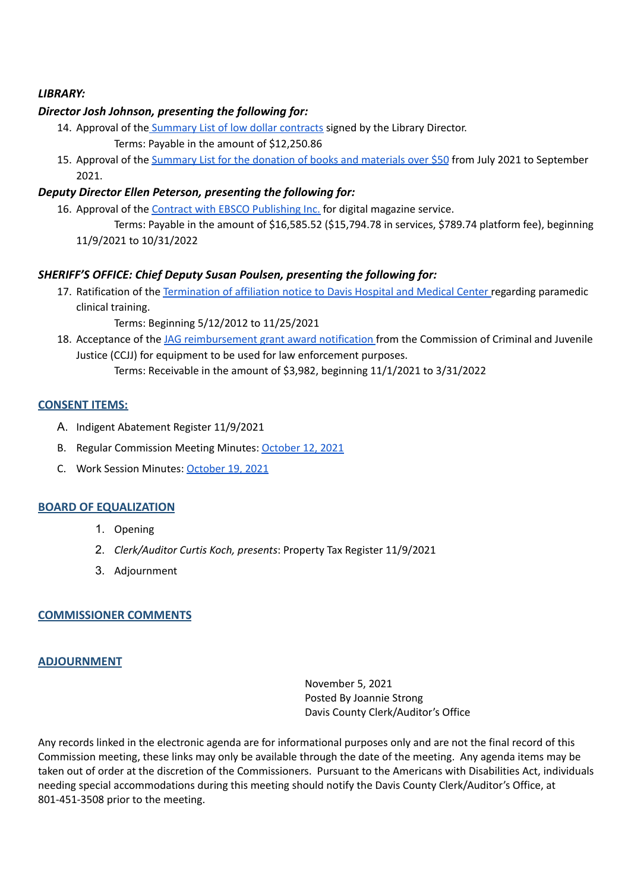***LIBRARY:***

***Director Josh Johnson, presenting the following for:***

14. Approval of the Summary List of low dollar contracts signed by the Library Director.

    Terms: Payable in the amount of $12,250.86

15. Approval of the Summary List for the donation of books and materials over $50 from July 2021 to September 2021.

***Deputy Director Ellen Peterson, presenting the following for:***

16. Approval of the Contract with EBSCO Publishing Inc. for digital magazine service.

    Terms: Payable in the amount of $16,585.52 ($15,794.78 in services, $789.74 platform fee), beginning 11/9/2021 to 10/31/2022

***SHERIFF'S OFFICE: Chief Deputy Susan Poulsen, presenting the following for:***

17. Ratification of the Termination of affiliation notice to Davis Hospital and Medical Center regarding paramedic clinical training.

    Terms: Beginning 5/12/2012 to 11/25/2021

18. Acceptance of the JAG reimbursement grant award notification from the Commission of Criminal and Juvenile Justice (CCJJ) for equipment to be used for law enforcement purposes.

    Terms: Receivable in the amount of $3,982, beginning 11/1/2021 to 3/31/2022

## CONSENT ITEMS:

A. Indigent Abatement Register 11/9/2021

B. Regular Commission Meeting Minutes: October 12, 2021

C. Work Session Minutes: October 19, 2021

## BOARD OF EQUALIZATION

1. Opening
2. *Clerk/Auditor Curtis Koch, presents*: Property Tax Register 11/9/2021
3. Adjournment

## COMMISSIONER COMMENTS

## ADJOURNMENT

November 5, 2021
Posted By Joannie Strong
Davis County Clerk/Auditor's Office

Any records linked in the electronic agenda are for informational purposes only and are not the final record of this Commission meeting, these links may only be available through the date of the meeting. Any agenda items may be taken out of order at the discretion of the Commissioners. Pursuant to the Americans with Disabilities Act, individuals needing special accommodations during this meeting should notify the Davis County Clerk/Auditor's Office, at 801-451-3508 prior to the meeting.